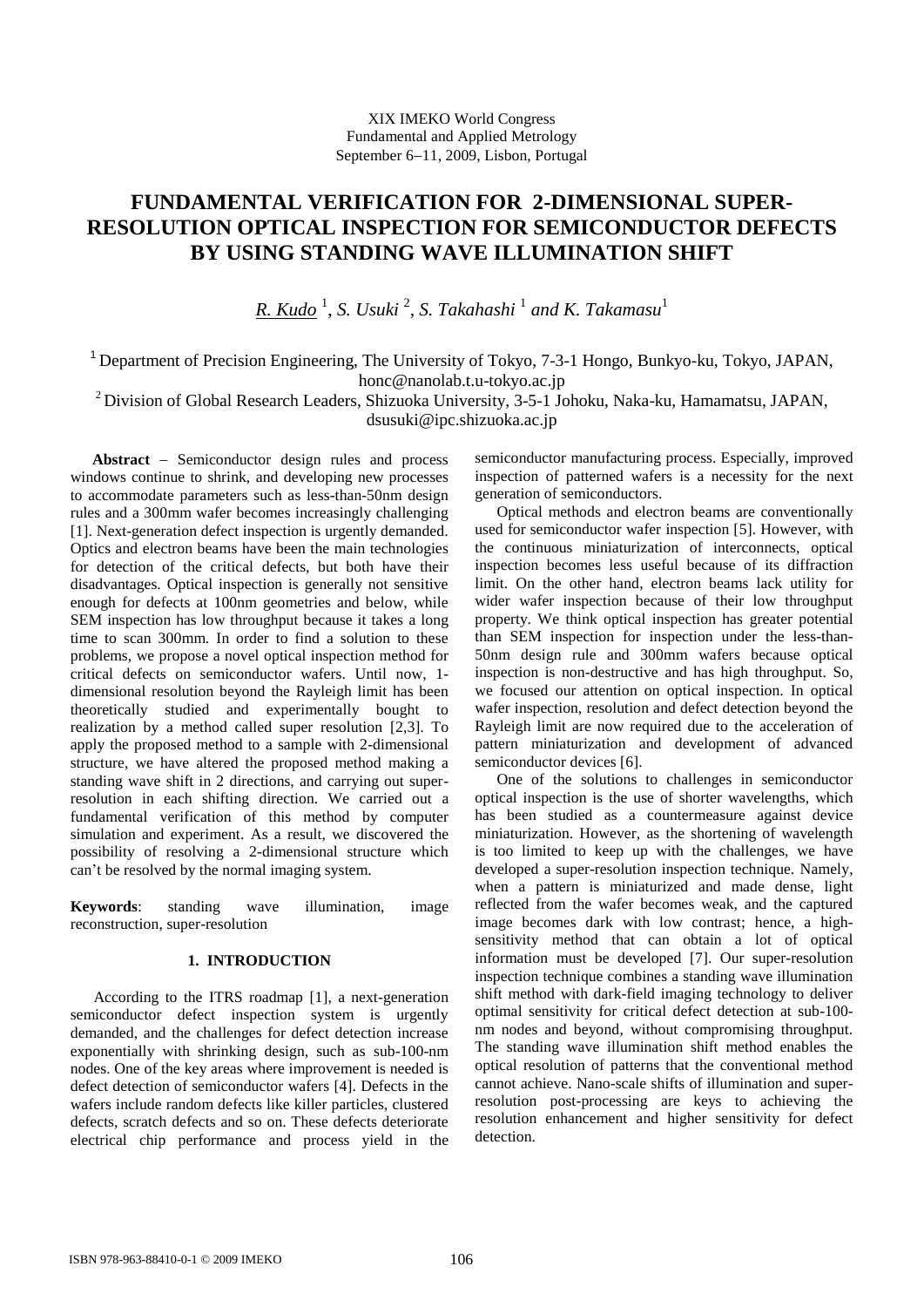XIX IMEKO World Congress
Fundamental and Applied Metrology
September 6−11, 2009, Lisbon, Portugal

# FUNDAMENTAL VERIFICATION FOR 2-DIMENSIONAL SUPER-RESOLUTION OPTICAL INSPECTION FOR SEMICONDUCTOR DEFECTS BY USING STANDING WAVE ILLUMINATION SHIFT

*R. Kudo* [1], *S. Usuki* [2], *S. Takahashi* [1] *and K. Takamasu* [1]

[1] Department of Precision Engineering, The University of Tokyo, 7-3-1 Hongo, Bunkyo-ku, Tokyo, JAPAN, honc@nanolab.t.u-tokyo.ac.jp

[2] Division of Global Research Leaders, Shizuoka University, 3-5-1 Johoku, Naka-ku, Hamamatsu, JAPAN, dsusuki@ipc.shizuoka.ac.jp

**Abstract** − Semiconductor design rules and process windows continue to shrink, and developing new processes to accommodate parameters such as less-than-50nm design rules and a 300mm wafer becomes increasingly challenging [1]. Next-generation defect inspection is urgently demanded. Optics and electron beams have been the main technologies for detection of the critical defects, but both have their disadvantages. Optical inspection is generally not sensitive enough for defects at 100nm geometries and below, while SEM inspection has low throughput because it takes a long time to scan 300mm. In order to find a solution to these problems, we propose a novel optical inspection method for critical defects on semiconductor wafers. Until now, 1-dimensional resolution beyond the Rayleigh limit has been theoretically studied and experimentally bought to realization by a method called super resolution [2,3]. To apply the proposed method to a sample with 2-dimensional structure, we have altered the proposed method making a standing wave shift in 2 directions, and carrying out super-resolution in each shifting direction. We carried out a fundamental verification of this method by computer simulation and experiment. As a result, we discovered the possibility of resolving a 2-dimensional structure which can't be resolved by the normal imaging system.

**Keywords**: standing wave illumination, image reconstruction, super-resolution

## 1. INTRODUCTION

According to the ITRS roadmap [1], a next-generation semiconductor defect inspection system is urgently demanded, and the challenges for defect detection increase exponentially with shrinking design, such as sub-100-nm nodes. One of the key areas where improvement is needed is defect detection of semiconductor wafers [4]. Defects in the wafers include random defects like killer particles, clustered defects, scratch defects and so on. These defects deteriorate electrical chip performance and process yield in the semiconductor manufacturing process. Especially, improved inspection of patterned wafers is a necessity for the next generation of semiconductors.

Optical methods and electron beams are conventionally used for semiconductor wafer inspection [5]. However, with the continuous miniaturization of interconnects, optical inspection becomes less useful because of its diffraction limit. On the other hand, electron beams lack utility for wider wafer inspection because of their low throughput property. We think optical inspection has greater potential than SEM inspection for inspection under the less-than-50nm design rule and 300mm wafers because optical inspection is non-destructive and has high throughput. So, we focused our attention on optical inspection. In optical wafer inspection, resolution and defect detection beyond the Rayleigh limit are now required due to the acceleration of pattern miniaturization and development of advanced semiconductor devices [6].

One of the solutions to challenges in semiconductor optical inspection is the use of shorter wavelengths, which has been studied as a countermeasure against device miniaturization. However, as the shortening of wavelength is too limited to keep up with the challenges, we have developed a super-resolution inspection technique. Namely, when a pattern is miniaturized and made dense, light reflected from the wafer becomes weak, and the captured image becomes dark with low contrast; hence, a high-sensitivity method that can obtain a lot of optical information must be developed [7]. Our super-resolution inspection technique combines a standing wave illumination shift method with dark-field imaging technology to deliver optimal sensitivity for critical defect detection at sub-100-nm nodes and beyond, without compromising throughput. The standing wave illumination shift method enables the optical resolution of patterns that the conventional method cannot achieve. Nano-scale shifts of illumination and super-resolution post-processing are keys to achieving the resolution enhancement and higher sensitivity for defect detection.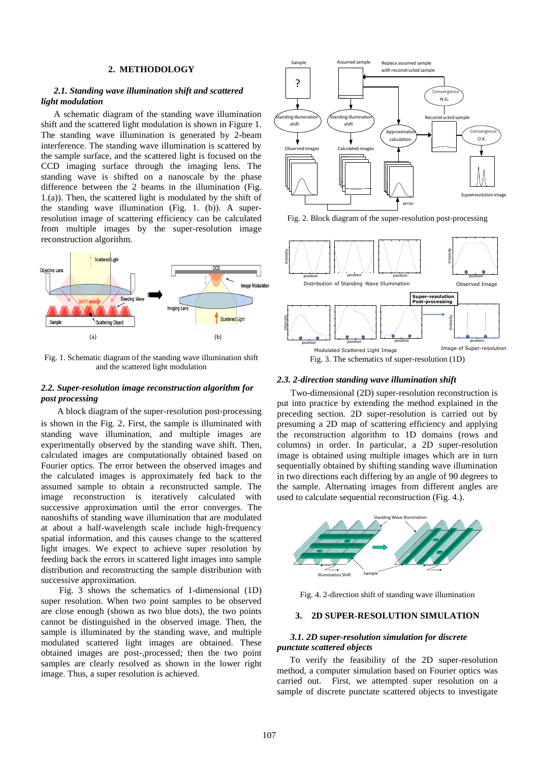## 2. METHODOLOGY

### *2.1. Standing wave illumination shift and scattered light modulation*

A schematic diagram of the standing wave illumination shift and the scattered light modulation is shown in Figure 1. The standing wave illumination is generated by 2-beam interference. The standing wave illumination is scattered by the sample surface, and the scattered light is focused on the CCD imaging surface through the imaging lens. The standing wave is shifted on a nanoscale by the phase difference between the 2 beams in the illumination (Fig. 1.(a)). Then, the scattered light is modulated by the shift of the standing wave illumination (Fig. 1. (b)). A super-resolution image of scattering efficiency can be calculated from multiple images by the super-resolution image reconstruction algorithm.

Fig. 1. Schematic diagram of the standing wave illumination shift and the scattered light modulation

### *2.2. Super-resolution image reconstruction algorithm for post processing*

A block diagram of the super-resolution post-processing is shown in the Fig. 2. First, the sample is illuminated with standing wave illumination, and multiple images are experimentally observed by the standing wave shift. Then, calculated images are computationally obtained based on Fourier optics. The error between the observed images and the calculated images is approximately fed back to the assumed sample to obtain a reconstructed sample. The image reconstruction is iteratively calculated with successive approximation until the error converges. The nanoshifts of standing wave illumination that are modulated at about a half-wavelength scale include high-frequency spatial information, and this causes change to the scattered light images. We expect to achieve super resolution by feeding back the errors in scattered light images into sample distribution and reconstructing the sample distribution with successive approximation.

Fig. 3 shows the schematics of 1-dimensional (1D) super resolution. When two point samples to be observed are close enough (shown as two blue dots), the two points cannot be distinguished in the observed image. Then, the sample is illuminated by the standing wave, and multiple modulated scattered light images are obtained. These obtained images are post-,processed; then the two point samples are clearly resolved as shown in the lower right image. Thus, a super resolution is achieved.

Fig. 2. Block diagram of the super-resolution post-processing

Fig. 3. The schematics of super-resolution (1D)

### *2.3. 2-direction standing wave illumination shift*

Two-dimensional (2D) super-resolution reconstruction is put into practice by extending the method explained in the preceding section. 2D super-resolution is carried out by presuming a 2D map of scattering efficiency and applying the reconstruction algorithm to 1D domains (rows and columns) in order. In particular, a 2D super-resolution image is obtained using multiple images which are in turn sequentially obtained by shifting standing wave illumination in two directions each differing by an angle of 90 degrees to the sample. Alternating images from different angles are used to calculate sequential reconstruction (Fig. 4.).

Fig. 4. 2-direction shift of standing wave illumination

## 3. 2D SUPER-RESOLUTION SIMULATION

### *3.1. 2D super-resolution simulation for discrete punctate scattered objects*

To verify the feasibility of the 2D super-resolution method, a computer simulation based on Fourier optics was carried out. First, we attempted super resolution on a sample of discrete punctate scattered objects to investigate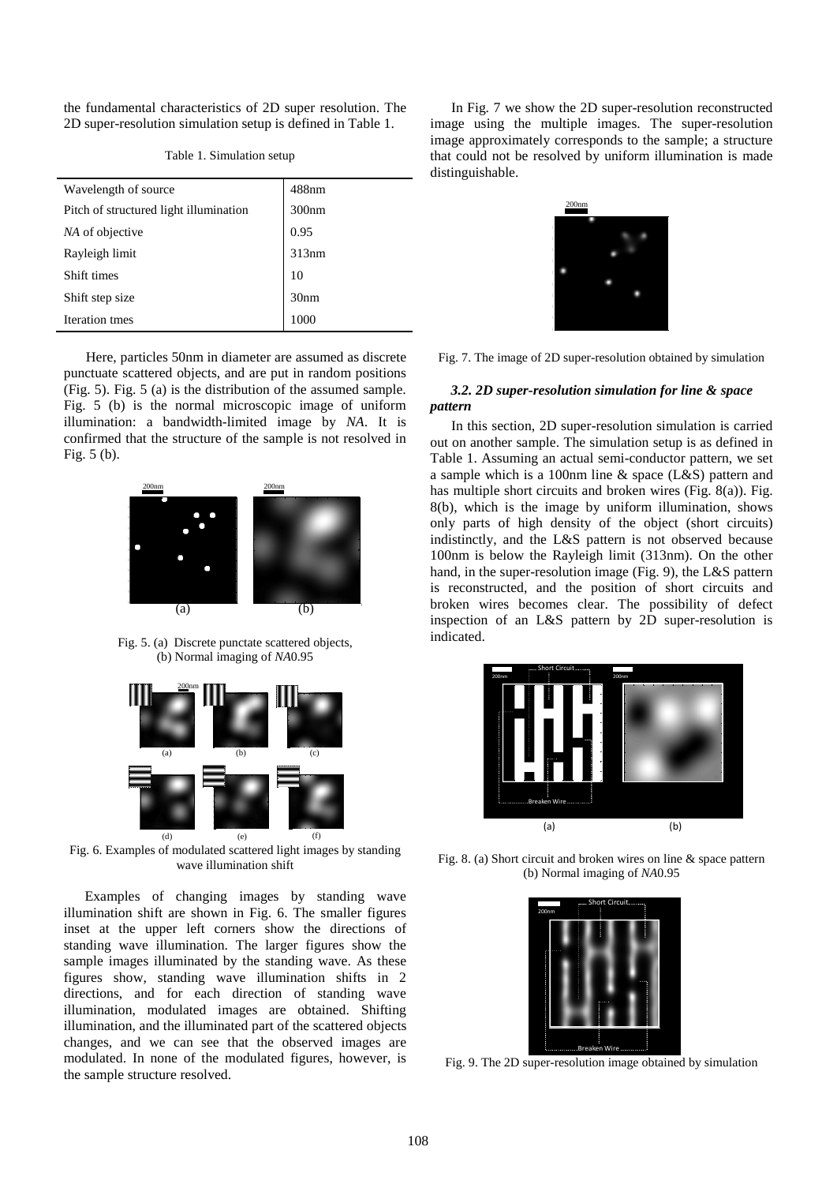the fundamental characteristics of 2D super resolution. The 2D super-resolution simulation setup is defined in Table 1.

Table 1. Simulation setup

| | |
|---|---|
| Wavelength of source | 488nm |
| Pitch of structured light illumination | 300nm |
| *NA* of objective | 0.95 |
| Rayleigh limit | 313nm |
| Shift times | 10 |
| Shift step size | 30nm |
| Iteration tmes | 1000 |

Here, particles 50nm in diameter are assumed as discrete punctuate scattered objects, and are put in random positions (Fig. 5). Fig. 5 (a) is the distribution of the assumed sample. Fig. 5 (b) is the normal microscopic image of uniform illumination: a bandwidth-limited image by *NA*. It is confirmed that the structure of the sample is not resolved in Fig. 5 (b).

Fig. 5. (a) Discrete punctate scattered objects, (b) Normal imaging of *NA*0.95

Fig. 6. Examples of modulated scattered light images by standing wave illumination shift

Examples of changing images by standing wave illumination shift are shown in Fig. 6. The smaller figures inset at the upper left corners show the directions of standing wave illumination. The larger figures show the sample images illuminated by the standing wave. As these figures show, standing wave illumination shifts in 2 directions, and for each direction of standing wave illumination, modulated images are obtained. Shifting illumination, and the illuminated part of the scattered objects changes, and we can see that the observed images are modulated. In none of the modulated figures, however, is the sample structure resolved.

In Fig. 7 we show the 2D super-resolution reconstructed image using the multiple images. The super-resolution image approximately corresponds to the sample; a structure that could not be resolved by uniform illumination is made distinguishable.

Fig. 7. The image of 2D super-resolution obtained by simulation

### *3.2. 2D super-resolution simulation for line & space pattern*

In this section, 2D super-resolution simulation is carried out on another sample. The simulation setup is as defined in Table 1. Assuming an actual semi-conductor pattern, we set a sample which is a 100nm line & space (L&S) pattern and has multiple short circuits and broken wires (Fig. 8(a)). Fig. 8(b), which is the image by uniform illumination, shows only parts of high density of the object (short circuits) indistinctly, and the L&S pattern is not observed because 100nm is below the Rayleigh limit (313nm). On the other hand, in the super-resolution image (Fig. 9), the L&S pattern is reconstructed, and the position of short circuits and broken wires becomes clear. The possibility of defect inspection of an L&S pattern by 2D super-resolution is indicated.

Fig. 8. (a) Short circuit and broken wires on line & space pattern (b) Normal imaging of *NA*0.95

Fig. 9. The 2D super-resolution image obtained by simulation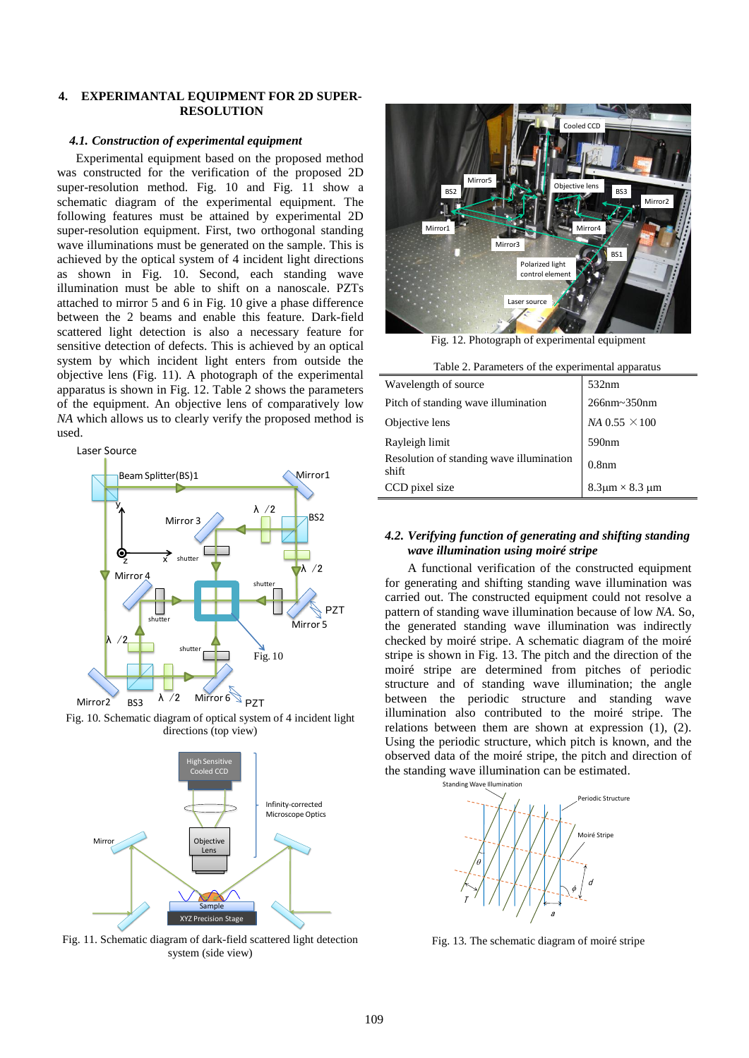## 4. EXPERIMANTAL EQUIPMENT FOR 2D SUPER-RESOLUTION

### *4.1. Construction of experimental equipment*

Experimental equipment based on the proposed method was constructed for the verification of the proposed 2D super-resolution method. Fig. 10 and Fig. 11 show a schematic diagram of the experimental equipment. The following features must be attained by experimental 2D super-resolution equipment. First, two orthogonal standing wave illuminations must be generated on the sample. This is achieved by the optical system of 4 incident light directions as shown in Fig. 10. Second, each standing wave illumination must be able to shift on a nanoscale. PZTs attached to mirror 5 and 6 in Fig. 10 give a phase difference between the 2 beams and enable this feature. Dark-field scattered light detection is also a necessary feature for sensitive detection of defects. This is achieved by an optical system by which incident light enters from outside the objective lens (Fig. 11). A photograph of the experimental apparatus is shown in Fig. 12. Table 2 shows the parameters of the equipment. An objective lens of comparatively low *NA* which allows us to clearly verify the proposed method is used.

Fig. 10. Schematic diagram of optical system of 4 incident light directions (top view)

Fig. 11. Schematic diagram of dark-field scattered light detection system (side view)

Fig. 12. Photograph of experimental equipment

Table 2. Parameters of the experimental apparatus

| Parameter | Value |
|---|---|
| Wavelength of source | 532nm |
| Pitch of standing wave illumination | 266nm~350nm |
| Objective lens | *NA* 0.55 ×100 |
| Rayleigh limit | 590nm |
| Resolution of standing wave illumination shift | 0.8nm |
| CCD pixel size | 8.3μm × 8.3 μm |

### *4.2. Verifying function of generating and shifting standing wave illumination using moiré stripe*

A functional verification of the constructed equipment for generating and shifting standing wave illumination was carried out. The constructed equipment could not resolve a pattern of standing wave illumination because of low *NA*. So, the generated standing wave illumination was indirectly checked by moiré stripe. A schematic diagram of the moiré stripe is shown in Fig. 13. The pitch and the direction of the moiré stripe are determined from pitches of periodic structure and of standing wave illumination; the angle between the periodic structure and standing wave illumination also contributed to the moiré stripe. The relations between them are shown at expression (1), (2). Using the periodic structure, which pitch is known, and the observed data of the moiré stripe, the pitch and direction of the standing wave illumination can be estimated.

Fig. 13. The schematic diagram of moiré stripe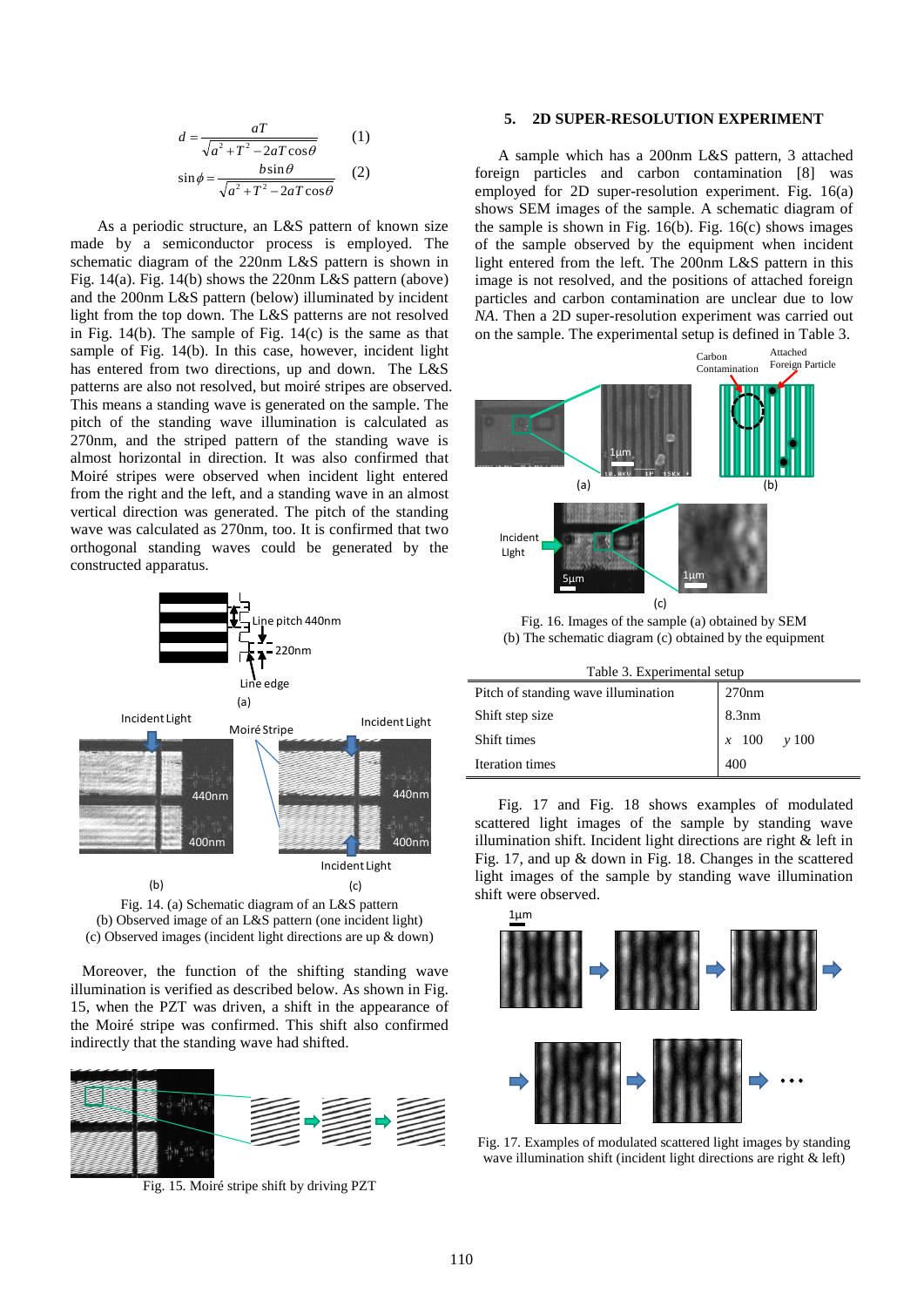$$d = \frac{aT}{\sqrt{a^2 + T^2 - 2aT\cos\theta}} \qquad (1)$$

$$\sin\phi = \frac{b\sin\theta}{\sqrt{a^2 + T^2 - 2aT\cos\theta}} \qquad (2)$$

As a periodic structure, an L&S pattern of known size made by a semiconductor process is employed. The schematic diagram of the 220nm L&S pattern is shown in Fig. 14(a). Fig. 14(b) shows the 220nm L&S pattern (above) and the 200nm L&S pattern (below) illuminated by incident light from the top down. The L&S patterns are not resolved in Fig. 14(b). The sample of Fig. 14(c) is the same as that sample of Fig. 14(b). In this case, however, incident light has entered from two directions, up and down. The L&S patterns are also not resolved, but moiré stripes are observed. This means a standing wave is generated on the sample. The pitch of the standing wave illumination is calculated as 270nm, and the striped pattern of the standing wave is almost horizontal in direction. It was also confirmed that Moiré stripes were observed when incident light entered from the right and the left, and a standing wave in an almost vertical direction was generated. The pitch of the standing wave was calculated as 270nm, too. It is confirmed that two orthogonal standing waves could be generated by the constructed apparatus.

Fig. 14. (a) Schematic diagram of an L&S pattern
(b) Observed image of an L&S pattern (one incident light)
(c) Observed images (incident light directions are up & down)

Moreover, the function of the shifting standing wave illumination is verified as described below. As shown in Fig. 15, when the PZT was driven, a shift in the appearance of the Moiré stripe was confirmed. This shift also confirmed indirectly that the standing wave had shifted.

Fig. 15. Moiré stripe shift by driving PZT

## 5. 2D SUPER-RESOLUTION EXPERIMENT

A sample which has a 200nm L&S pattern, 3 attached foreign particles and carbon contamination [8] was employed for 2D super-resolution experiment. Fig. 16(a) shows SEM images of the sample. A schematic diagram of the sample is shown in Fig. 16(b). Fig. 16(c) shows images of the sample observed by the equipment when incident light entered from the left. The 200nm L&S pattern in this image is not resolved, and the positions of attached foreign particles and carbon contamination are unclear due to low *NA*. Then a 2D super-resolution experiment was carried out on the sample. The experimental setup is defined in Table 3.

Fig. 16. Images of the sample (a) obtained by SEM
(b) The schematic diagram (c) obtained by the equipment

Table 3. Experimental setup

| | |
|---|---|
| Pitch of standing wave illumination | 270nm |
| Shift step size | 8.3nm |
| Shift times | $x$ 100 $y$ 100 |
| Iteration times | 400 |

Fig. 17 and Fig. 18 shows examples of modulated scattered light images of the sample by standing wave illumination shift. Incident light directions are right & left in Fig. 17, and up & down in Fig. 18. Changes in the scattered light images of the sample by standing wave illumination shift were observed.

Fig. 17. Examples of modulated scattered light images by standing wave illumination shift (incident light directions are right & left)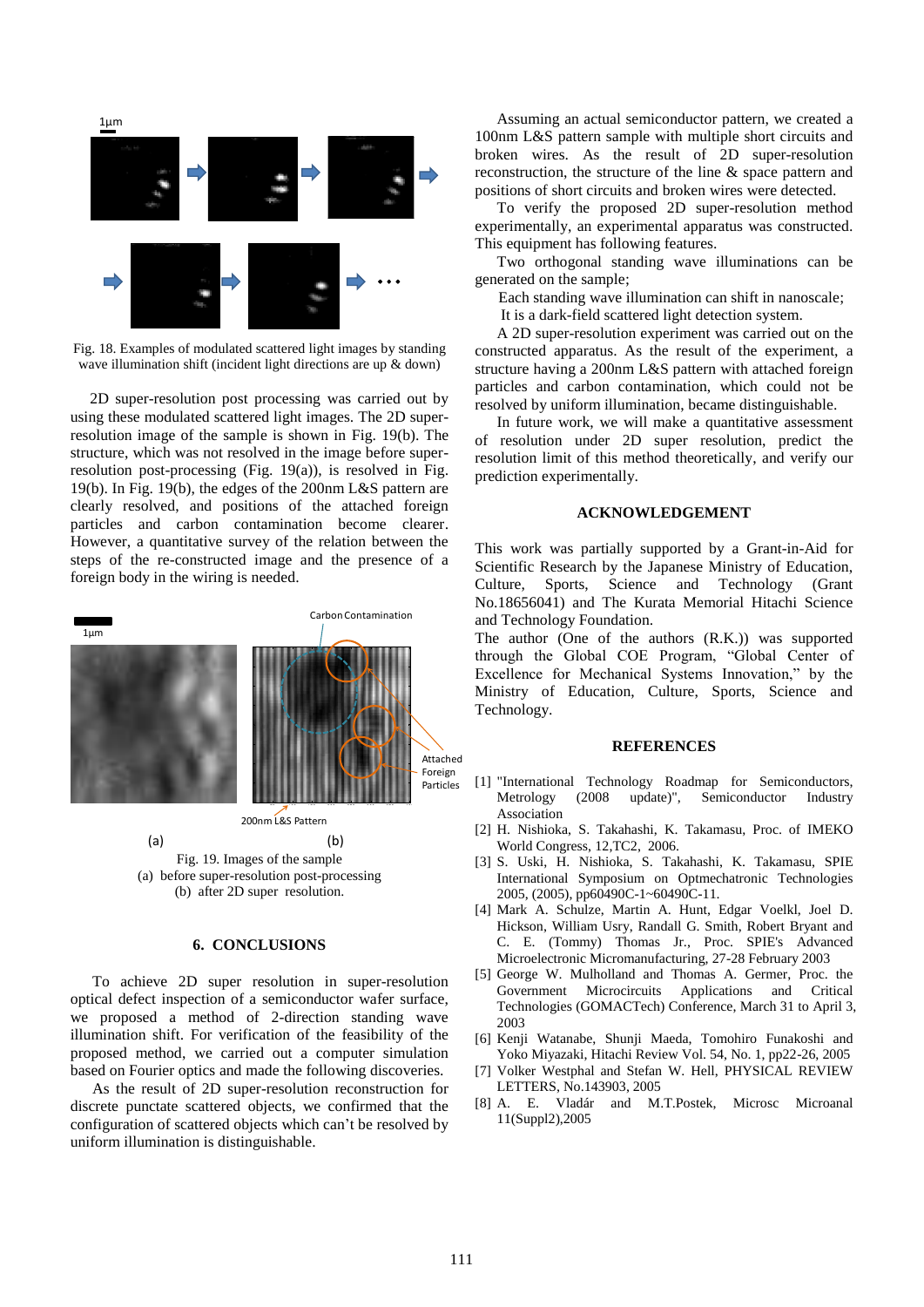1μm

Fig. 18. Examples of modulated scattered light images by standing wave illumination shift (incident light directions are up & down)

2D super-resolution post processing was carried out by using these modulated scattered light images. The 2D super-resolution image of the sample is shown in Fig. 19(b). The structure, which was not resolved in the image before super-resolution post-processing (Fig. 19(a)), is resolved in Fig. 19(b). In Fig. 19(b), the edges of the 200nm L&S pattern are clearly resolved, and positions of the attached foreign particles and carbon contamination become clearer. However, a quantitative survey of the relation between the steps of the re-constructed image and the presence of a foreign body in the wiring is needed.

1μm

Carbon Contamination

Attached Foreign Particles

200nm L&S Pattern

(a) (b)

Fig. 19. Images of the sample
(a) before super-resolution post-processing
(b) after 2D super resolution.

## 6. CONCLUSIONS

To achieve 2D super resolution in super-resolution optical defect inspection of a semiconductor wafer surface, we proposed a method of 2-direction standing wave illumination shift. For verification of the feasibility of the proposed method, we carried out a computer simulation based on Fourier optics and made the following discoveries.

As the result of 2D super-resolution reconstruction for discrete punctate scattered objects, we confirmed that the configuration of scattered objects which can't be resolved by uniform illumination is distinguishable.

Assuming an actual semiconductor pattern, we created a 100nm L&S pattern sample with multiple short circuits and broken wires. As the result of 2D super-resolution reconstruction, the structure of the line & space pattern and positions of short circuits and broken wires were detected.

To verify the proposed 2D super-resolution method experimentally, an experimental apparatus was constructed. This equipment has following features.

Two orthogonal standing wave illuminations can be generated on the sample;

Each standing wave illumination can shift in nanoscale;

It is a dark-field scattered light detection system.

A 2D super-resolution experiment was carried out on the constructed apparatus. As the result of the experiment, a structure having a 200nm L&S pattern with attached foreign particles and carbon contamination, which could not be resolved by uniform illumination, became distinguishable.

In future work, we will make a quantitative evaluation of resolution under 2D super resolution, predict the resolution limit of this method theoretically, and verify our prediction experimentally.

## ACKNOWLEDGEMENT

This work was partially supported by a Grant-in-Aid for Scientific Research by the Japanese Ministry of Education, Culture, Sports, Science and Technology (Grant No.18656041) and The Kurata Memorial Hitachi Science and Technology Foundation.

The author (One of the authors (R.K.)) was supported through the Global COE Program, "Global Center of Excellence for Mechanical Systems Innovation," by the Ministry of Education, Culture, Sports, Science and Technology.

## REFERENCES

[1] "International Technology Roadmap for Semiconductors, Metrology (2008 update)", Semiconductor Industry Association

[2] H. Nishioka, S. Takahashi, K. Takamasu, Proc. of IMEKO World Congress, 12,TC2, 2006.

[3] S. Uski, H. Nishioka, S. Takahashi, K. Takamasu, SPIE International Symposium on Optmechatronic Technologies 2005, (2005), pp60490C-1~60490C-11.

[4] Mark A. Schulze, Martin A. Hunt, Edgar Voelkl, Joel D. Hickson, William Usry, Randall G. Smith, Robert Bryant and C. E. (Tommy) Thomas Jr., Proc. SPIE's Advanced Microelectronic Micromanufacturing, 27-28 February 2003

[5] George W. Mulholland and Thomas A. Germer, Proc. the Government Microcircuits Applications and Critical Technologies (GOMACTech) Conference, March 31 to April 3, 2003

[6] Kenji Watanabe, Shunji Maeda, Tomohiro Funakoshi and Yoko Miyazaki, Hitachi Review Vol. 54, No. 1, pp22-26, 2005

[7] Volker Westphal and Stefan W. Hell, PHYSICAL REVIEW LETTERS, No.143903, 2005

[8] A. E. Vladár and M.T.Postek, Microsc Microanal 11(Suppl2),2005